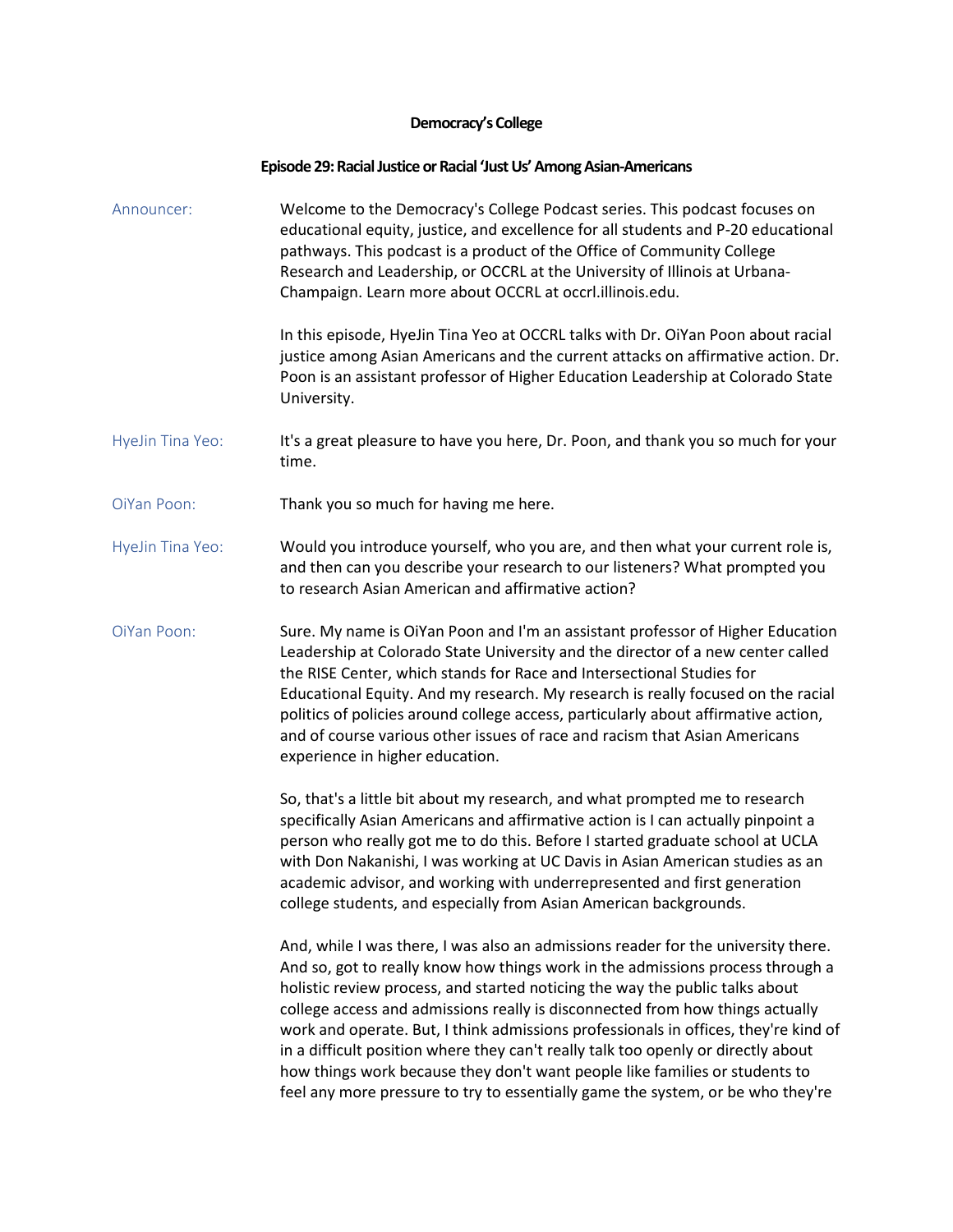# Democracy's College

## Episode 29: Racial Justice or Racial 'Just Us' Among Asian-Americans

**Announcer:** Welcome to the Democracy's College Podcast series. This podcast focuses on educational equity, justice, and excellence for all students and P-20 educational pathways. This podcast is a product of the Office of Community College Research and Leadership, or OCCRL at the University of Illinois at Urbana-Champaign. Learn more about OCCRL at occrl.illinois.edu.

In this episode, HyeJin Tina Yeo at OCCRL talks with Dr. OiYan Poon about racial justice among Asian Americans and the current attacks on affirmative action. Dr. Poon is an assistant professor of Higher Education Leadership at Colorado State University.

**HyeJin Tina Yeo:** It's a great pleasure to have you here, Dr. Poon, and thank you so much for your time.

**OiYan Poon:** Thank you so much for having me here.

**HyeJin Tina Yeo:** Would you introduce yourself, who you are, and then what your current role is, and then can you describe your research to our listeners? What prompted you to research Asian American and affirmative action?

**OiYan Poon:** Sure. My name is OiYan Poon and I'm an assistant professor of Higher Education Leadership at Colorado State University and the director of a new center called the RISE Center, which stands for Race and Intersectional Studies for Educational Equity. And my research. My research is really focused on the racial politics of policies around college access, particularly about affirmative action, and of course various other issues of race and racism that Asian Americans experience in higher education.

So, that's a little bit about my research, and what prompted me to research specifically Asian Americans and affirmative action is I can actually pinpoint a person who really got me to do this. Before I started graduate school at UCLA with Don Nakanishi, I was working at UC Davis in Asian American studies as an academic advisor, and working with underrepresented and first generation college students, and especially from Asian American backgrounds.

And, while I was there, I was also an admissions reader for the university there. And so, got to really know how things work in the admissions process through a holistic review process, and started noticing the way the public talks about college access and admissions really is disconnected from how things actually work and operate. But, I think admissions professionals in offices, they're kind of in a difficult position where they can't really talk too openly or directly about how things work because they don't want people like families or students to feel any more pressure to try to essentially game the system, or be who they're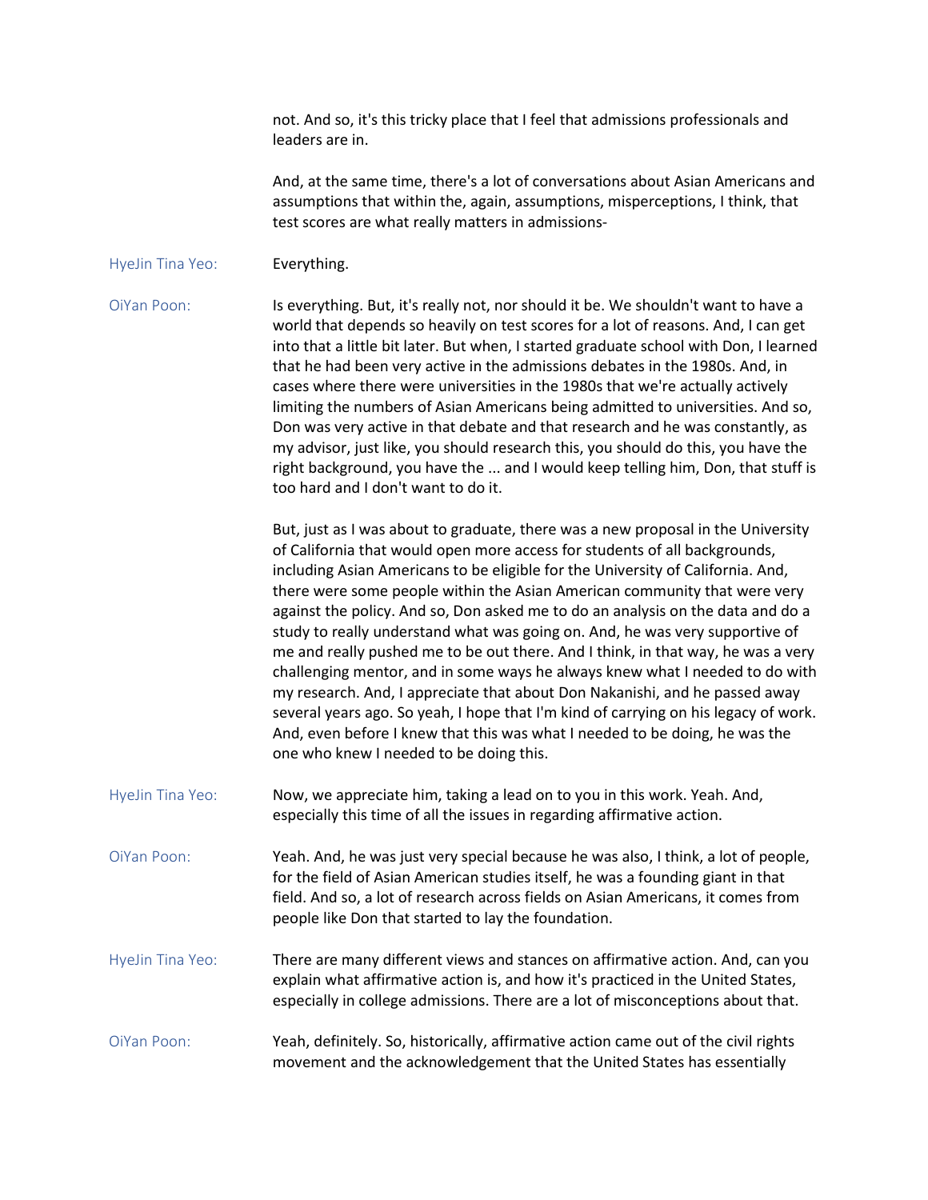not. And so, it's this tricky place that I feel that admissions professionals and leaders are in.

And, at the same time, there's a lot of conversations about Asian Americans and assumptions that within the, again, assumptions, misperceptions, I think, that test scores are what really matters in admissions-

**HyeJin Tina Yeo:** Everything.

**OiYan Poon:** Is everything. But, it's really not, nor should it be. We shouldn't want to have a world that depends so heavily on test scores for a lot of reasons. And, I can get into that a little bit later. But when, I started graduate school with Don, I learned that he had been very active in the admissions debates in the 1980s. And, in cases where there were universities in the 1980s that we're actually actively limiting the numbers of Asian Americans being admitted to universities. And so, Don was very active in that debate and that research and he was constantly, as my advisor, just like, you should research this, you should do this, you have the right background, you have the ... and I would keep telling him, Don, that stuff is too hard and I don't want to do it.

But, just as I was about to graduate, there was a new proposal in the University of California that would open more access for students of all backgrounds, including Asian Americans to be eligible for the University of California. And, there were some people within the Asian American community that were very against the policy. And so, Don asked me to do an analysis on the data and do a study to really understand what was going on. And, he was very supportive of me and really pushed me to be out there. And I think, in that way, he was a very challenging mentor, and in some ways he always knew what I needed to do with my research. And, I appreciate that about Don Nakanishi, and he passed away several years ago. So yeah, I hope that I'm kind of carrying on his legacy of work. And, even before I knew that this was what I needed to be doing, he was the one who knew I needed to be doing this.

**HyeJin Tina Yeo:** Now, we appreciate him, taking a lead on to you in this work. Yeah. And, especially this time of all the issues in regarding affirmative action.

**OiYan Poon:** Yeah. And, he was just very special because he was also, I think, a lot of people, for the field of Asian American studies itself, he was a founding giant in that field. And so, a lot of research across fields on Asian Americans, it comes from people like Don that started to lay the foundation.

**HyeJin Tina Yeo:** There are many different views and stances on affirmative action. And, can you explain what affirmative action is, and how it's practiced in the United States, especially in college admissions. There are a lot of misconceptions about that.

**OiYan Poon:** Yeah, definitely. So, historically, affirmative action came out of the civil rights movement and the acknowledgement that the United States has essentially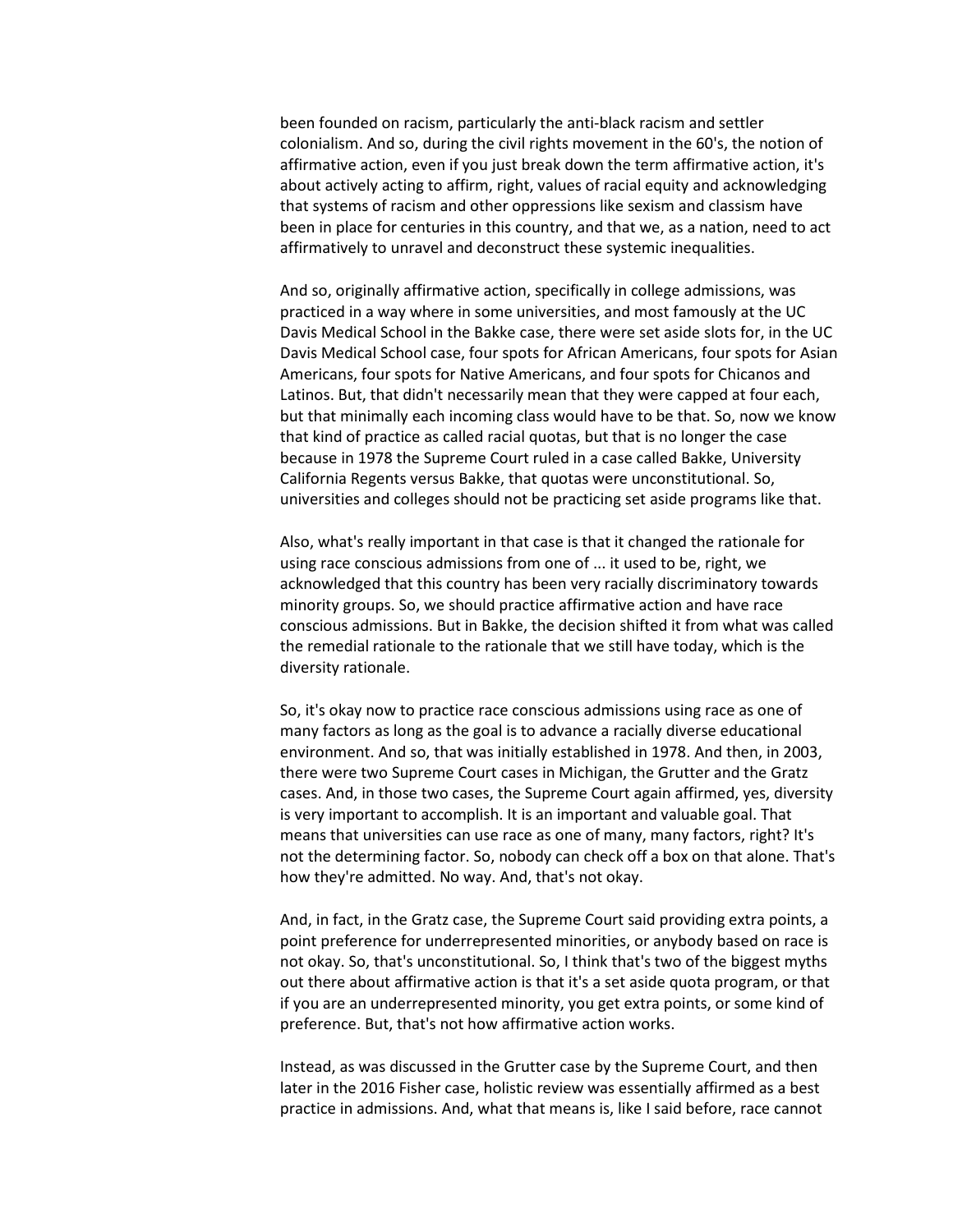been founded on racism, particularly the anti-black racism and settler colonialism. And so, during the civil rights movement in the 60's, the notion of affirmative action, even if you just break down the term affirmative action, it's about actively acting to affirm, right, values of racial equity and acknowledging that systems of racism and other oppressions like sexism and classism have been in place for centuries in this country, and that we, as a nation, need to act affirmatively to unravel and deconstruct these systemic inequalities.

And so, originally affirmative action, specifically in college admissions, was practiced in a way where in some universities, and most famously at the UC Davis Medical School in the Bakke case, there were set aside slots for, in the UC Davis Medical School case, four spots for African Americans, four spots for Asian Americans, four spots for Native Americans, and four spots for Chicanos and Latinos. But, that didn't necessarily mean that they were capped at four each, but that minimally each incoming class would have to be that. So, now we know that kind of practice as called racial quotas, but that is no longer the case because in 1978 the Supreme Court ruled in a case called Bakke, University California Regents versus Bakke, that quotas were unconstitutional. So, universities and colleges should not be practicing set aside programs like that.

Also, what's really important in that case is that it changed the rationale for using race conscious admissions from one of ... it used to be, right, we acknowledged that this country has been very racially discriminatory towards minority groups. So, we should practice affirmative action and have race conscious admissions. But in Bakke, the decision shifted it from what was called the remedial rationale to the rationale that we still have today, which is the diversity rationale.

So, it's okay now to practice race conscious admissions using race as one of many factors as long as the goal is to advance a racially diverse educational environment. And so, that was initially established in 1978. And then, in 2003, there were two Supreme Court cases in Michigan, the Grutter and the Gratz cases. And, in those two cases, the Supreme Court again affirmed, yes, diversity is very important to accomplish. It is an important and valuable goal. That means that universities can use race as one of many, many factors, right? It's not the determining factor. So, nobody can check off a box on that alone. That's how they're admitted. No way. And, that's not okay.

And, in fact, in the Gratz case, the Supreme Court said providing extra points, a point preference for underrepresented minorities, or anybody based on race is not okay. So, that's unconstitutional. So, I think that's two of the biggest myths out there about affirmative action is that it's a set aside quota program, or that if you are an underrepresented minority, you get extra points, or some kind of preference. But, that's not how affirmative action works.

Instead, as was discussed in the Grutter case by the Supreme Court, and then later in the 2016 Fisher case, holistic review was essentially affirmed as a best practice in admissions. And, what that means is, like I said before, race cannot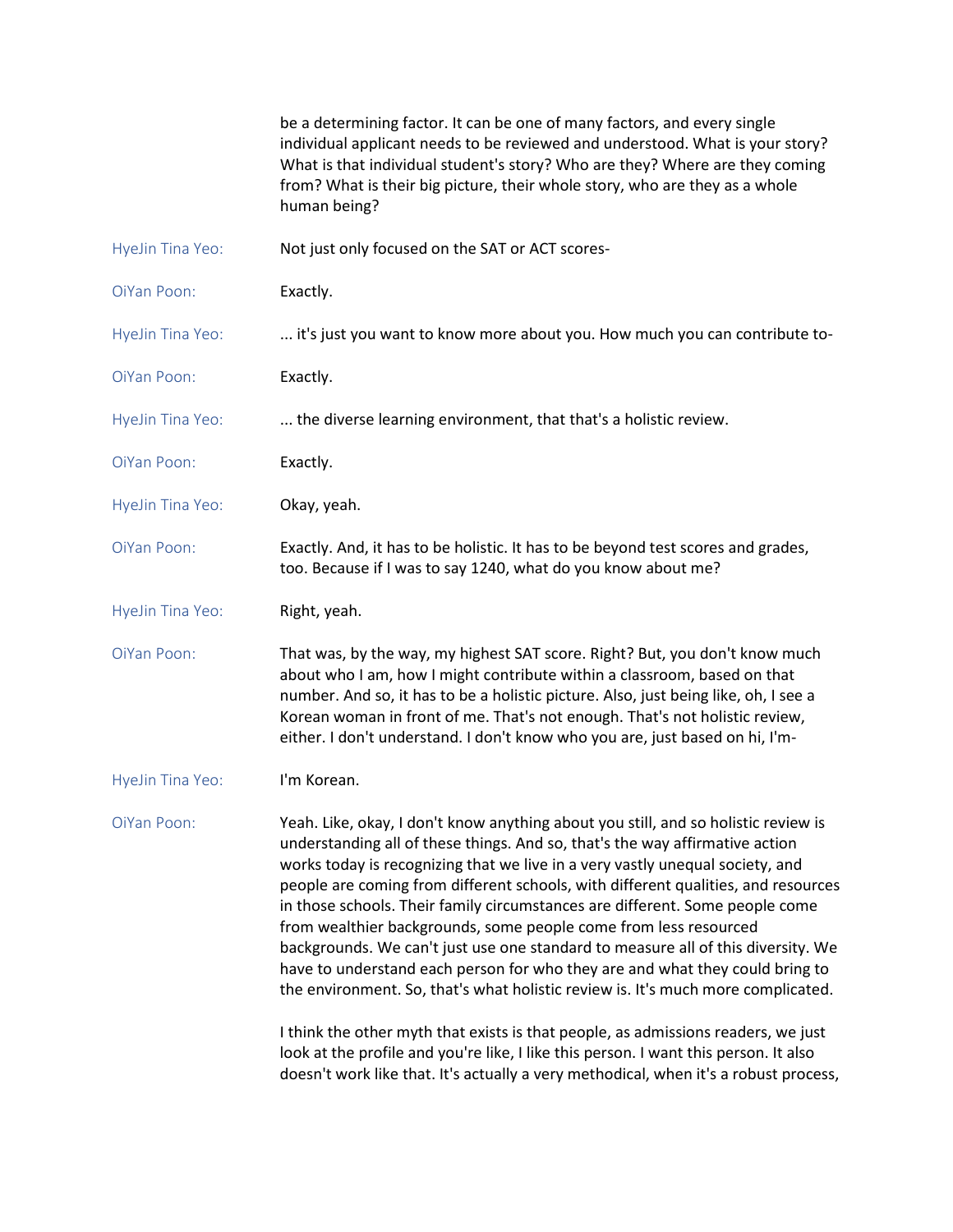be a determining factor. It can be one of many factors, and every single individual applicant needs to be reviewed and understood. What is your story? What is that individual student's story? Who are they? Where are they coming from? What is their big picture, their whole story, who are they as a whole human being?

**HyeJin Tina Yeo:** Not just only focused on the SAT or ACT scores-

**OiYan Poon:** Exactly.

**HyeJin Tina Yeo:** ... it's just you want to know more about you. How much you can contribute to-

**OiYan Poon:** Exactly.

**HyeJin Tina Yeo:** ... the diverse learning environment, that that's a holistic review.

**OiYan Poon:** Exactly.

**HyeJin Tina Yeo:** Okay, yeah.

**OiYan Poon:** Exactly. And, it has to be holistic. It has to be beyond test scores and grades, too. Because if I was to say 1240, what do you know about me?

**HyeJin Tina Yeo:** Right, yeah.

**OiYan Poon:** That was, by the way, my highest SAT score. Right? But, you don't know much about who I am, how I might contribute within a classroom, based on that number. And so, it has to be a holistic picture. Also, just being like, oh, I see a Korean woman in front of me. That's not enough. That's not holistic review, either. I don't understand. I don't know who you are, just based on hi, I'm-

**HyeJin Tina Yeo:** I'm Korean.

**OiYan Poon:** Yeah. Like, okay, I don't know anything about you still, and so holistic review is understanding all of these things. And so, that's the way affirmative action works today is recognizing that we live in a very vastly unequal society, and people are coming from different schools, with different qualities, and resources in those schools. Their family circumstances are different. Some people come from wealthier backgrounds, some people come from less resourced backgrounds. We can't just use one standard to measure all of this diversity. We have to understand each person for who they are and what they could bring to the environment. So, that's what holistic review is. It's much more complicated.

I think the other myth that exists is that people, as admissions readers, we just look at the profile and you're like, I like this person. I want this person. It also doesn't work like that. It's actually a very methodical, when it's a robust process,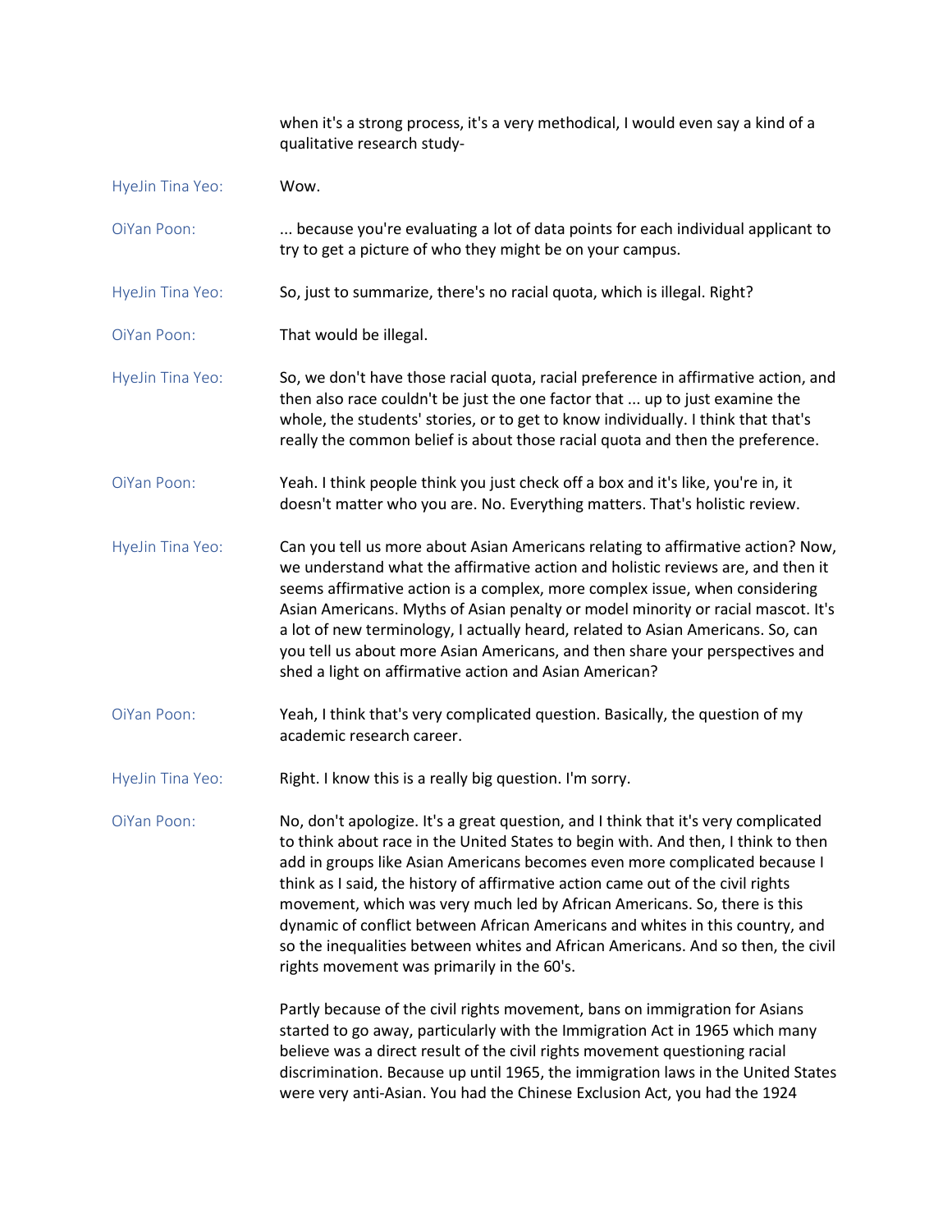when it's a strong process, it's a very methodical, I would even say a kind of a qualitative research study-

HyeJin Tina Yeo: Wow.

OiYan Poon: ... because you're evaluating a lot of data points for each individual applicant to try to get a picture of who they might be on your campus.

HyeJin Tina Yeo: So, just to summarize, there's no racial quota, which is illegal. Right?

OiYan Poon: That would be illegal.

HyeJin Tina Yeo: So, we don't have those racial quota, racial preference in affirmative action, and then also race couldn't be just the one factor that ... up to just examine the whole, the students' stories, or to get to know individually. I think that that's really the common belief is about those racial quota and then the preference.

OiYan Poon: Yeah. I think people think you just check off a box and it's like, you're in, it doesn't matter who you are. No. Everything matters. That's holistic review.

HyeJin Tina Yeo: Can you tell us more about Asian Americans relating to affirmative action? Now, we understand what the affirmative action and holistic reviews are, and then it seems affirmative action is a complex, more complex issue, when considering Asian Americans. Myths of Asian penalty or model minority or racial mascot. It's a lot of new terminology, I actually heard, related to Asian Americans. So, can you tell us about more Asian Americans, and then share your perspectives and shed a light on affirmative action and Asian American?

OiYan Poon: Yeah, I think that's very complicated question. Basically, the question of my academic research career.

HyeJin Tina Yeo: Right. I know this is a really big question. I'm sorry.

OiYan Poon: No, don't apologize. It's a great question, and I think that it's very complicated to think about race in the United States to begin with. And then, I think to then add in groups like Asian Americans becomes even more complicated because I think as I said, the history of affirmative action came out of the civil rights movement, which was very much led by African Americans. So, there is this dynamic of conflict between African Americans and whites in this country, and so the inequalities between whites and African Americans. And so then, the civil rights movement was primarily in the 60's.

Partly because of the civil rights movement, bans on immigration for Asians started to go away, particularly with the Immigration Act in 1965 which many believe was a direct result of the civil rights movement questioning racial discrimination. Because up until 1965, the immigration laws in the United States were very anti-Asian. You had the Chinese Exclusion Act, you had the 1924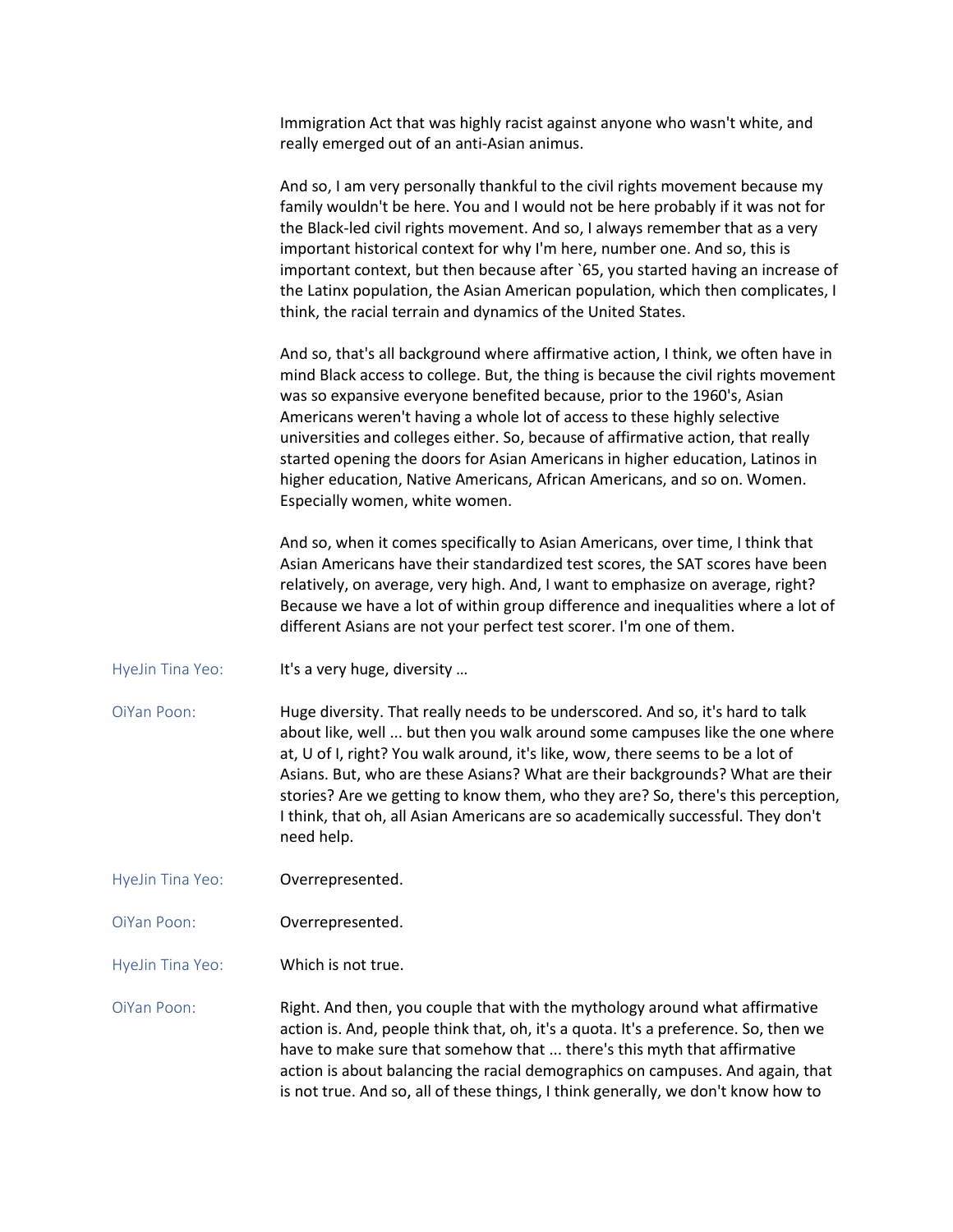Immigration Act that was highly racist against anyone who wasn't white, and really emerged out of an anti-Asian animus.

And so, I am very personally thankful to the civil rights movement because my family wouldn't be here. You and I would not be here probably if it was not for the Black-led civil rights movement. And so, I always remember that as a very important historical context for why I'm here, number one. And so, this is important context, but then because after `65, you started having an increase of the Latinx population, the Asian American population, which then complicates, I think, the racial terrain and dynamics of the United States.

And so, that's all background where affirmative action, I think, we often have in mind Black access to college. But, the thing is because the civil rights movement was so expansive everyone benefited because, prior to the 1960's, Asian Americans weren't having a whole lot of access to these highly selective universities and colleges either. So, because of affirmative action, that really started opening the doors for Asian Americans in higher education, Latinos in higher education, Native Americans, African Americans, and so on. Women. Especially women, white women.

And so, when it comes specifically to Asian Americans, over time, I think that Asian Americans have their standardized test scores, the SAT scores have been relatively, on average, very high. And, I want to emphasize on average, right? Because we have a lot of within group difference and inequalities where a lot of different Asians are not your perfect test scorer. I'm one of them.

HyeJin Tina Yeo: It's a very huge, diversity …

OiYan Poon: Huge diversity. That really needs to be underscored. And so, it's hard to talk about like, well ... but then you walk around some campuses like the one where at, U of I, right? You walk around, it's like, wow, there seems to be a lot of Asians. But, who are these Asians? What are their backgrounds? What are their stories? Are we getting to know them, who they are? So, there's this perception, I think, that oh, all Asian Americans are so academically successful. They don't need help.

HyeJin Tina Yeo: Overrepresented.

OiYan Poon: Overrepresented.

HyeJin Tina Yeo: Which is not true.

OiYan Poon: Right. And then, you couple that with the mythology around what affirmative action is. And, people think that, oh, it's a quota. It's a preference. So, then we have to make sure that somehow that ... there's this myth that affirmative action is about balancing the racial demographics on campuses. And again, that is not true. And so, all of these things, I think generally, we don't know how to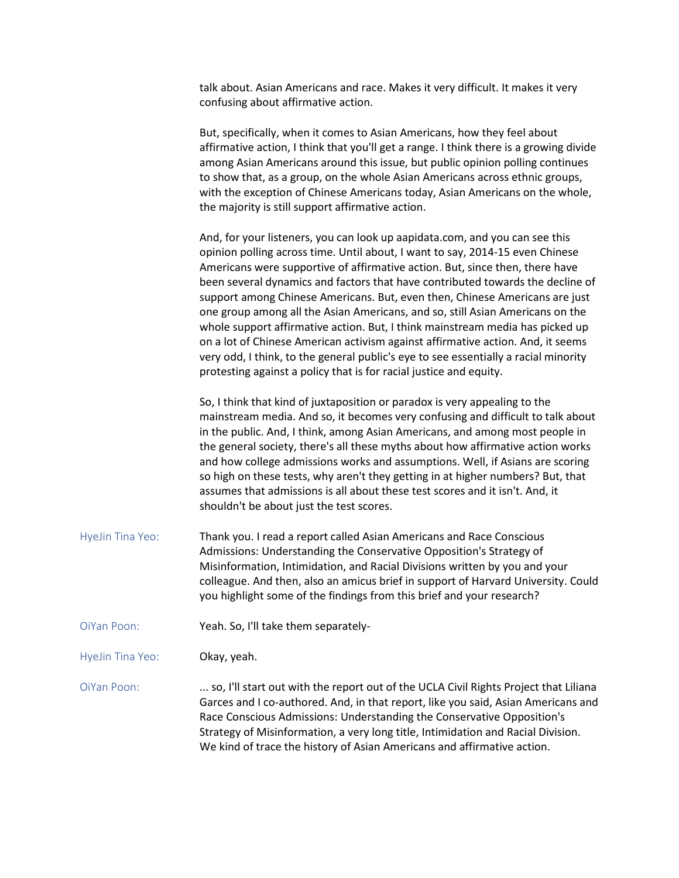talk about. Asian Americans and race. Makes it very difficult. It makes it very confusing about affirmative action.

But, specifically, when it comes to Asian Americans, how they feel about affirmative action, I think that you'll get a range. I think there is a growing divide among Asian Americans around this issue, but public opinion polling continues to show that, as a group, on the whole Asian Americans across ethnic groups, with the exception of Chinese Americans today, Asian Americans on the whole, the majority is still support affirmative action.

And, for your listeners, you can look up aapidata.com, and you can see this opinion polling across time. Until about, I want to say, 2014-15 even Chinese Americans were supportive of affirmative action. But, since then, there have been several dynamics and factors that have contributed towards the decline of support among Chinese Americans. But, even then, Chinese Americans are just one group among all the Asian Americans, and so, still Asian Americans on the whole support affirmative action. But, I think mainstream media has picked up on a lot of Chinese American activism against affirmative action. And, it seems very odd, I think, to the general public's eye to see essentially a racial minority protesting against a policy that is for racial justice and equity.

So, I think that kind of juxtaposition or paradox is very appealing to the mainstream media. And so, it becomes very confusing and difficult to talk about in the public. And, I think, among Asian Americans, and among most people in the general society, there's all these myths about how affirmative action works and how college admissions works and assumptions. Well, if Asians are scoring so high on these tests, why aren't they getting in at higher numbers? But, that assumes that admissions is all about these test scores and it isn't. And, it shouldn't be about just the test scores.

**HyeJin Tina Yeo:** Thank you. I read a report called Asian Americans and Race Conscious Admissions: Understanding the Conservative Opposition's Strategy of Misinformation, Intimidation, and Racial Divisions written by you and your colleague. And then, also an amicus brief in support of Harvard University. Could you highlight some of the findings from this brief and your research?

**OiYan Poon:** Yeah. So, I'll take them separately-

**HyeJin Tina Yeo:** Okay, yeah.

**OiYan Poon:** ... so, I'll start out with the report out of the UCLA Civil Rights Project that Liliana Garces and I co-authored. And, in that report, like you said, Asian Americans and Race Conscious Admissions: Understanding the Conservative Opposition's Strategy of Misinformation, a very long title, Intimidation and Racial Division. We kind of trace the history of Asian Americans and affirmative action.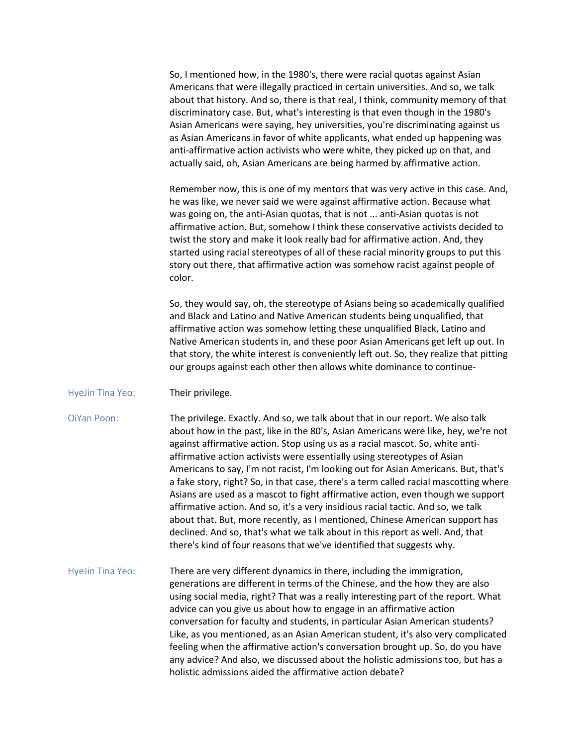So, I mentioned how, in the 1980's, there were racial quotas against Asian Americans that were illegally practiced in certain universities. And so, we talk about that history. And so, there is that real, I think, community memory of that discriminatory case. But, what's interesting is that even though in the 1980's Asian Americans were saying, hey universities, you're discriminating against us as Asian Americans in favor of white applicants, what ended up happening was anti-affirmative action activists who were white, they picked up on that, and actually said, oh, Asian Americans are being harmed by affirmative action.

Remember now, this is one of my mentors that was very active in this case. And, he was like, we never said we were against affirmative action. Because what was going on, the anti-Asian quotas, that is not ... anti-Asian quotas is not affirmative action. But, somehow I think these conservative activists decided to twist the story and make it look really bad for affirmative action. And, they started using racial stereotypes of all of these racial minority groups to put this story out there, that affirmative action was somehow racist against people of color.

So, they would say, oh, the stereotype of Asians being so academically qualified and Black and Latino and Native American students being unqualified, that affirmative action was somehow letting these unqualified Black, Latino and Native American students in, and these poor Asian Americans get left up out. In that story, the white interest is conveniently left out. So, they realize that pitting our groups against each other then allows white dominance to continue-

HyeJin Tina Yeo: Their privilege.

OiYan Poon: The privilege. Exactly. And so, we talk about that in our report. We also talk about how in the past, like in the 80's, Asian Americans were like, hey, we're not against affirmative action. Stop using us as a racial mascot. So, white anti-affirmative action activists were essentially using stereotypes of Asian Americans to say, I'm not racist, I'm looking out for Asian Americans. But, that's a fake story, right? So, in that case, there's a term called racial mascotting where Asians are used as a mascot to fight affirmative action, even though we support affirmative action. And so, it's a very insidious racial tactic. And so, we talk about that. But, more recently, as I mentioned, Chinese American support has declined. And so, that's what we talk about in this report as well. And, that there's kind of four reasons that we've identified that suggests why.

HyeJin Tina Yeo: There are very different dynamics in there, including the immigration, generations are different in terms of the Chinese, and the how they are also using social media, right? That was a really interesting part of the report. What advice can you give us about how to engage in an affirmative action conversation for faculty and students, in particular Asian American students? Like, as you mentioned, as an Asian American student, it's also very complicated feeling when the affirmative action's conversation brought up. So, do you have any advice? And also, we discussed about the holistic admissions too, but has a holistic admissions aided the affirmative action debate?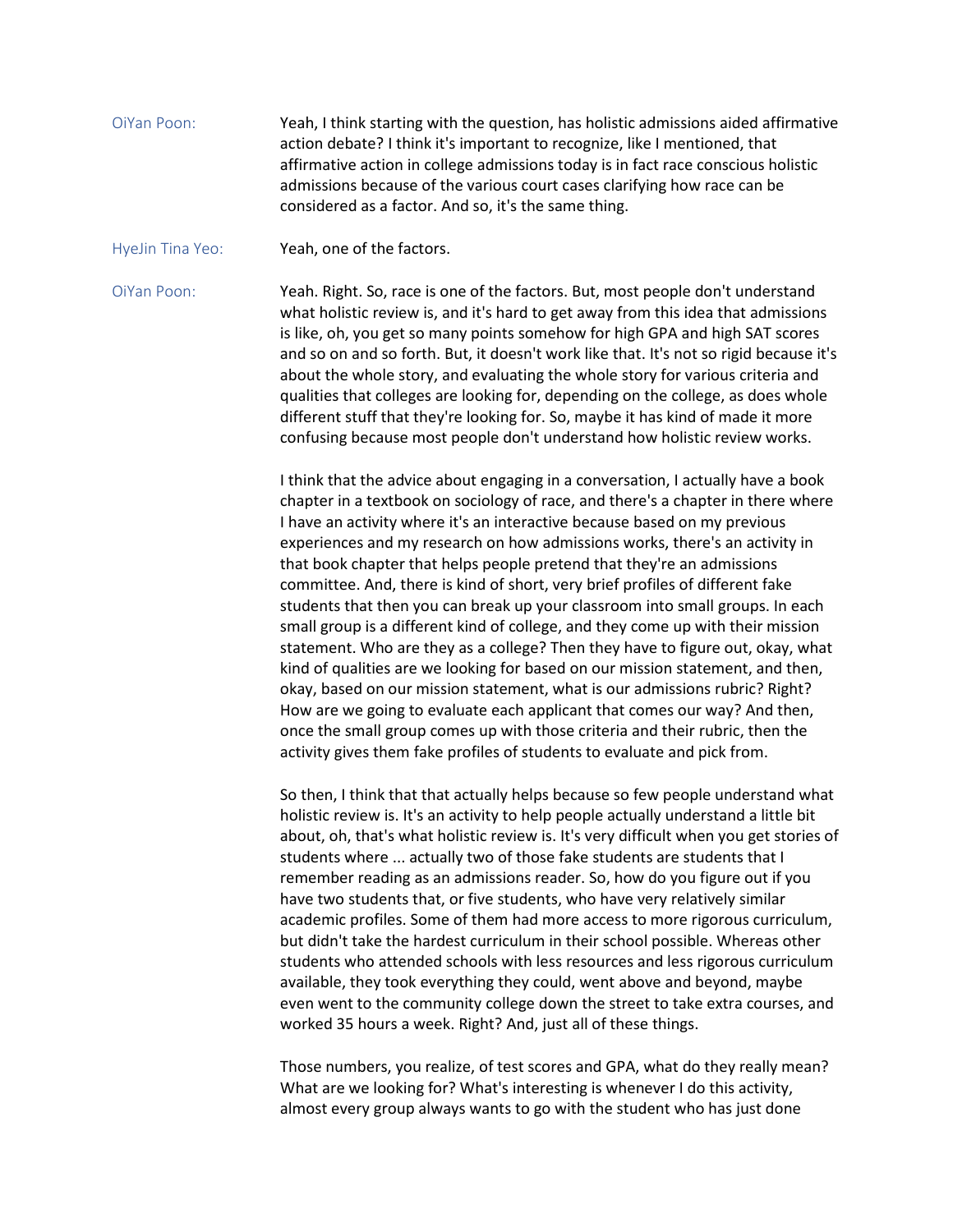OiYan Poon: Yeah, I think starting with the question, has holistic admissions aided affirmative action debate? I think it's important to recognize, like I mentioned, that affirmative action in college admissions today is in fact race conscious holistic admissions because of the various court cases clarifying how race can be considered as a factor. And so, it's the same thing.

HyeJin Tina Yeo: Yeah, one of the factors.

OiYan Poon: Yeah. Right. So, race is one of the factors. But, most people don't understand what holistic review is, and it's hard to get away from this idea that admissions is like, oh, you get so many points somehow for high GPA and high SAT scores and so on and so forth. But, it doesn't work like that. It's not so rigid because it's about the whole story, and evaluating the whole story for various criteria and qualities that colleges are looking for, depending on the college, as does whole different stuff that they're looking for. So, maybe it has kind of made it more confusing because most people don't understand how holistic review works.

I think that the advice about engaging in a conversation, I actually have a book chapter in a textbook on sociology of race, and there's a chapter in there where I have an activity where it's an interactive because based on my previous experiences and my research on how admissions works, there's an activity in that book chapter that helps people pretend that they're an admissions committee. And, there is kind of short, very brief profiles of different fake students that then you can break up your classroom into small groups. In each small group is a different kind of college, and they come up with their mission statement. Who are they as a college? Then they have to figure out, okay, what kind of qualities are we looking for based on our mission statement, and then, okay, based on our mission statement, what is our admissions rubric? Right? How are we going to evaluate each applicant that comes our way? And then, once the small group comes up with those criteria and their rubric, then the activity gives them fake profiles of students to evaluate and pick from.

So then, I think that that actually helps because so few people understand what holistic review is. It's an activity to help people actually understand a little bit about, oh, that's what holistic review is. It's very difficult when you get stories of students where ... actually two of those fake students are students that I remember reading as an admissions reader. So, how do you figure out if you have two students that, or five students, who have very relatively similar academic profiles. Some of them had more access to more rigorous curriculum, but didn't take the hardest curriculum in their school possible. Whereas other students who attended schools with less resources and less rigorous curriculum available, they took everything they could, went above and beyond, maybe even went to the community college down the street to take extra courses, and worked 35 hours a week. Right? And, just all of these things.

Those numbers, you realize, of test scores and GPA, what do they really mean? What are we looking for? What's interesting is whenever I do this activity, almost every group always wants to go with the student who has just done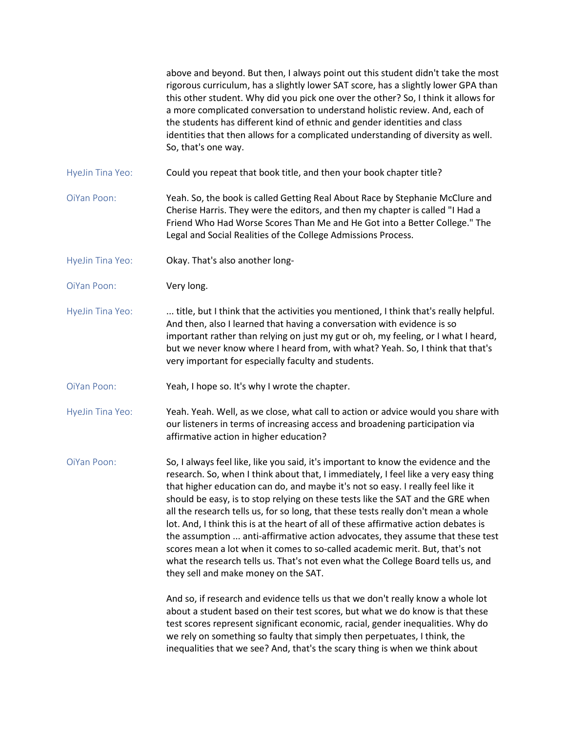above and beyond. But then, I always point out this student didn't take the most rigorous curriculum, has a slightly lower SAT score, has a slightly lower GPA than this other student. Why did you pick one over the other? So, I think it allows for a more complicated conversation to understand holistic review. And, each of the students has different kind of ethnic and gender identities and class identities that then allows for a complicated understanding of diversity as well. So, that's one way.

HyeJin Tina Yeo: Could you repeat that book title, and then your book chapter title?

OiYan Poon: Yeah. So, the book is called Getting Real About Race by Stephanie McClure and Cherise Harris. They were the editors, and then my chapter is called "I Had a Friend Who Had Worse Scores Than Me and He Got into a Better College." The Legal and Social Realities of the College Admissions Process.

HyeJin Tina Yeo: Okay. That's also another long-

OiYan Poon: Very long.

HyeJin Tina Yeo: ... title, but I think that the activities you mentioned, I think that's really helpful. And then, also I learned that having a conversation with evidence is so important rather than relying on just my gut or oh, my feeling, or I what I heard, but we never know where I heard from, with what? Yeah. So, I think that that's very important for especially faculty and students.

OiYan Poon: Yeah, I hope so. It's why I wrote the chapter.

HyeJin Tina Yeo: Yeah. Yeah. Well, as we close, what call to action or advice would you share with our listeners in terms of increasing access and broadening participation via affirmative action in higher education?

OiYan Poon: So, I always feel like, like you said, it's important to know the evidence and the research. So, when I think about that, I immediately, I feel like a very easy thing that higher education can do, and maybe it's not so easy. I really feel like it should be easy, is to stop relying on these tests like the SAT and the GRE when all the research tells us, for so long, that these tests really don't mean a whole lot. And, I think this is at the heart of all of these affirmative action debates is the assumption ... anti-affirmative action advocates, they assume that these test scores mean a lot when it comes to so-called academic merit. But, that's not what the research tells us. That's not even what the College Board tells us, and they sell and make money on the SAT.

And so, if research and evidence tells us that we don't really know a whole lot about a student based on their test scores, but what we do know is that these test scores represent significant economic, racial, gender inequalities. Why do we rely on something so faulty that simply then perpetuates, I think, the inequalities that we see? And, that's the scary thing is when we think about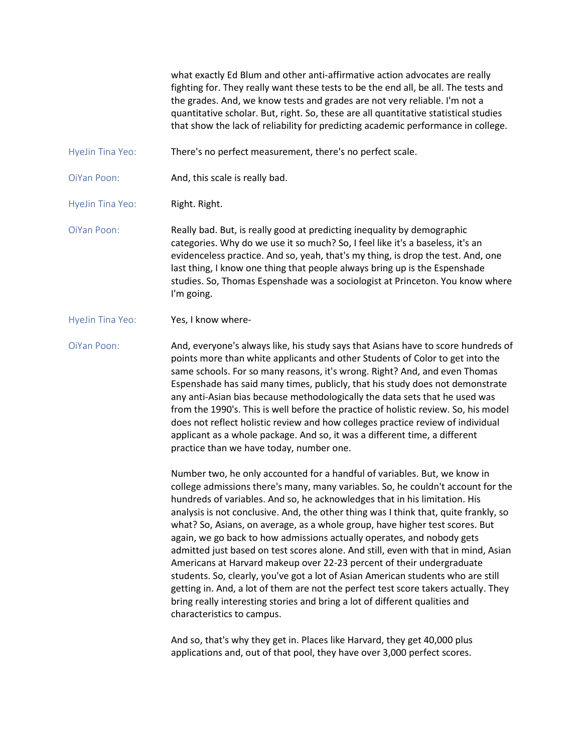what exactly Ed Blum and other anti-affirmative action advocates are really fighting for. They really want these tests to be the end all, be all. The tests and the grades. And, we know tests and grades are not very reliable. I'm not a quantitative scholar. But, right. So, these are all quantitative statistical studies that show the lack of reliability for predicting academic performance in college.

**HyeJin Tina Yeo:** There's no perfect measurement, there's no perfect scale.

**OiYan Poon:** And, this scale is really bad.

**HyeJin Tina Yeo:** Right. Right.

**OiYan Poon:** Really bad. But, is really good at predicting inequality by demographic categories. Why do we use it so much? So, I feel like it's a baseless, it's an evidenceless practice. And so, yeah, that's my thing, is drop the test. And, one last thing, I know one thing that people always bring up is the Espenshade studies. So, Thomas Espenshade was a sociologist at Princeton. You know where I'm going.

**HyeJin Tina Yeo:** Yes, I know where-

**OiYan Poon:** And, everyone's always like, his study says that Asians have to score hundreds of points more than white applicants and other Students of Color to get into the same schools. For so many reasons, it's wrong. Right? And, and even Thomas Espenshade has said many times, publicly, that his study does not demonstrate any anti-Asian bias because methodologically the data sets that he used was from the 1990's. This is well before the practice of holistic review. So, his model does not reflect holistic review and how colleges practice review of individual applicant as a whole package. And so, it was a different time, a different practice than we have today, number one.

Number two, he only accounted for a handful of variables. But, we know in college admissions there's many, many variables. So, he couldn't account for the hundreds of variables. And so, he acknowledges that in his limitation. His analysis is not conclusive. And, the other thing was I think that, quite frankly, so what? So, Asians, on average, as a whole group, have higher test scores. But again, we go back to how admissions actually operates, and nobody gets admitted just based on test scores alone. And still, even with that in mind, Asian Americans at Harvard makeup over 22-23 percent of their undergraduate students. So, clearly, you've got a lot of Asian American students who are still getting in. And, a lot of them are not the perfect test score takers actually. They bring really interesting stories and bring a lot of different qualities and characteristics to campus.

And so, that's why they get in. Places like Harvard, they get 40,000 plus applications and, out of that pool, they have over 3,000 perfect scores.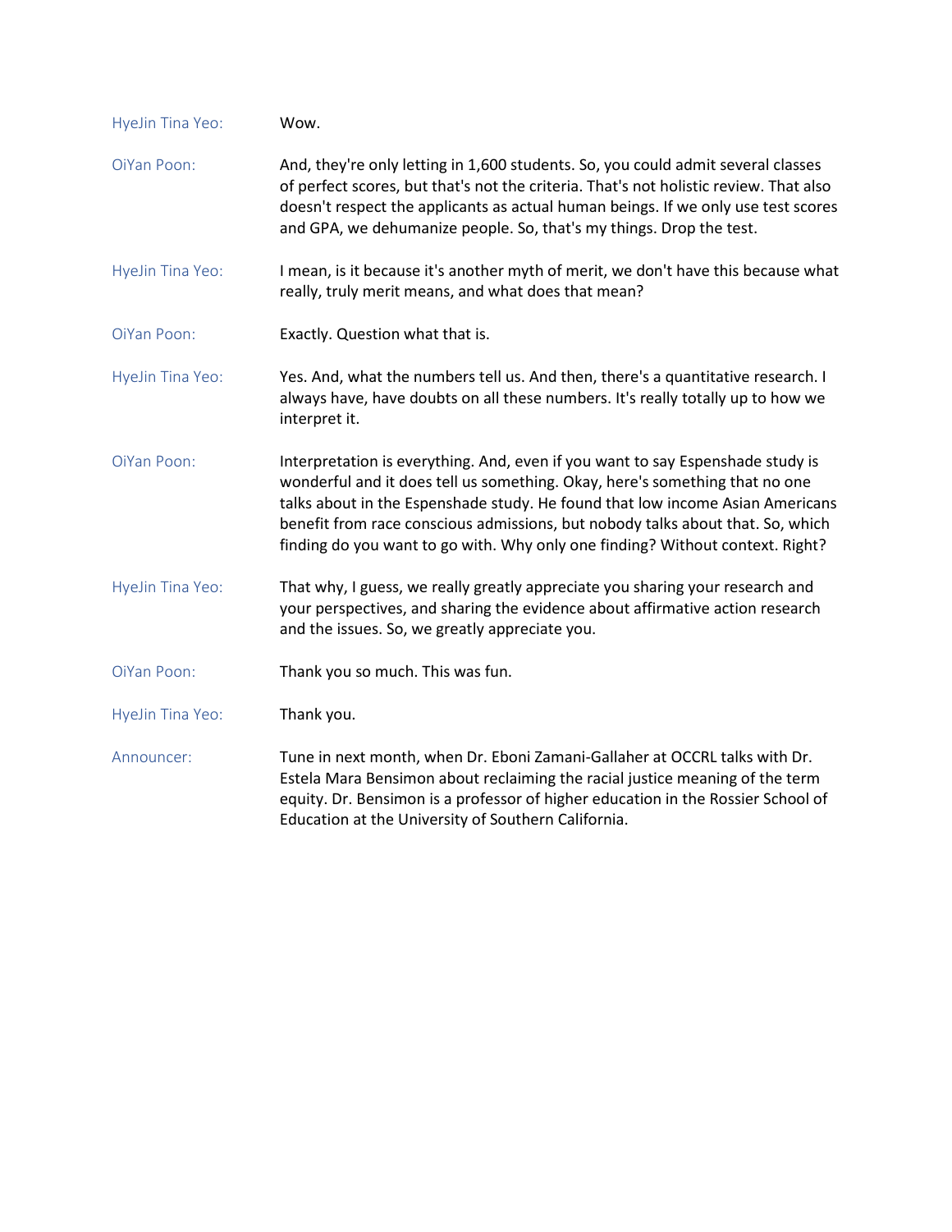HyeJin Tina Yeo: Wow.

OiYan Poon: And, they're only letting in 1,600 students. So, you could admit several classes of perfect scores, but that's not the criteria. That's not holistic review. That also doesn't respect the applicants as actual human beings. If we only use test scores and GPA, we dehumanize people. So, that's my things. Drop the test.

HyeJin Tina Yeo: I mean, is it because it's another myth of merit, we don't have this because what really, truly merit means, and what does that mean?

OiYan Poon: Exactly. Question what that is.

HyeJin Tina Yeo: Yes. And, what the numbers tell us. And then, there's a quantitative research. I always have, have doubts on all these numbers. It's really totally up to how we interpret it.

OiYan Poon: Interpretation is everything. And, even if you want to say Espenshade study is wonderful and it does tell us something. Okay, here's something that no one talks about in the Espenshade study. He found that low income Asian Americans benefit from race conscious admissions, but nobody talks about that. So, which finding do you want to go with. Why only one finding? Without context. Right?

HyeJin Tina Yeo: That why, I guess, we really greatly appreciate you sharing your research and your perspectives, and sharing the evidence about affirmative action research and the issues. So, we greatly appreciate you.

OiYan Poon: Thank you so much. This was fun.

HyeJin Tina Yeo: Thank you.

Announcer: Tune in next month, when Dr. Eboni Zamani-Gallaher at OCCRL talks with Dr. Estela Mara Bensimon about reclaiming the racial justice meaning of the term equity. Dr. Bensimon is a professor of higher education in the Rossier School of Education at the University of Southern California.